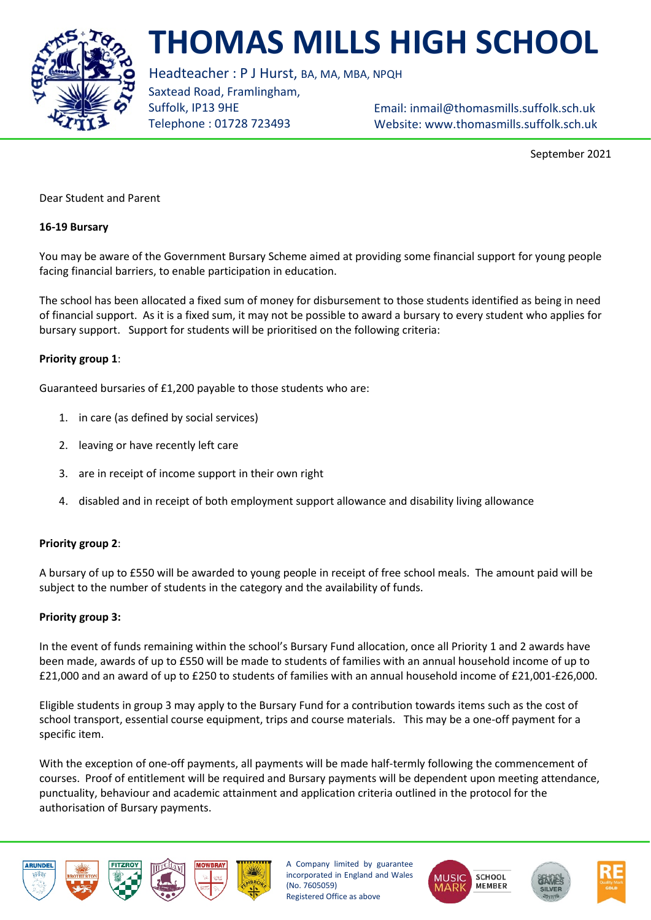# THOMAS MILLS HIGH SCHOOL

Headteacher : P J Hurst, BA, MA, MBA, NPQH
Saxtead Road, Framlingham,
Suffolk, IP13 9HE
Telephone : 01728 723493

Email: inmail@thomasmills.suffolk.sch.uk
Website: www.thomasmills.suffolk.sch.uk

September 2021

Dear Student and Parent

**16-19 Bursary**

You may be aware of the Government Bursary Scheme aimed at providing some financial support for young people facing financial barriers, to enable participation in education.

The school has been allocated a fixed sum of money for disbursement to those students identified as being in need of financial support. As it is a fixed sum, it may not be possible to award a bursary to every student who applies for bursary support. Support for students will be prioritised on the following criteria:

**Priority group 1**:

Guaranteed bursaries of £1,200 payable to those students who are:

1. in care (as defined by social services)
2. leaving or have recently left care
3. are in receipt of income support in their own right
4. disabled and in receipt of both employment support allowance and disability living allowance

**Priority group 2**:

A bursary of up to £550 will be awarded to young people in receipt of free school meals. The amount paid will be subject to the number of students in the category and the availability of funds.

**Priority group 3:**

In the event of funds remaining within the school's Bursary Fund allocation, once all Priority 1 and 2 awards have been made, awards of up to £550 will be made to students of families with an annual household income of up to £21,000 and an award of up to £250 to students of families with an annual household income of £21,001-£26,000.

Eligible students in group 3 may apply to the Bursary Fund for a contribution towards items such as the cost of school transport, essential course equipment, trips and course materials. This may be a one-off payment for a specific item.

With the exception of one-off payments, all payments will be made half-termly following the commencement of courses. Proof of entitlement will be required and Bursary payments will be dependent upon meeting attendance, punctuality, behaviour and academic attainment and application criteria outlined in the protocol for the authorisation of Bursary payments.

A Company limited by guarantee incorporated in England and Wales (No. 7605059) Registered Office as above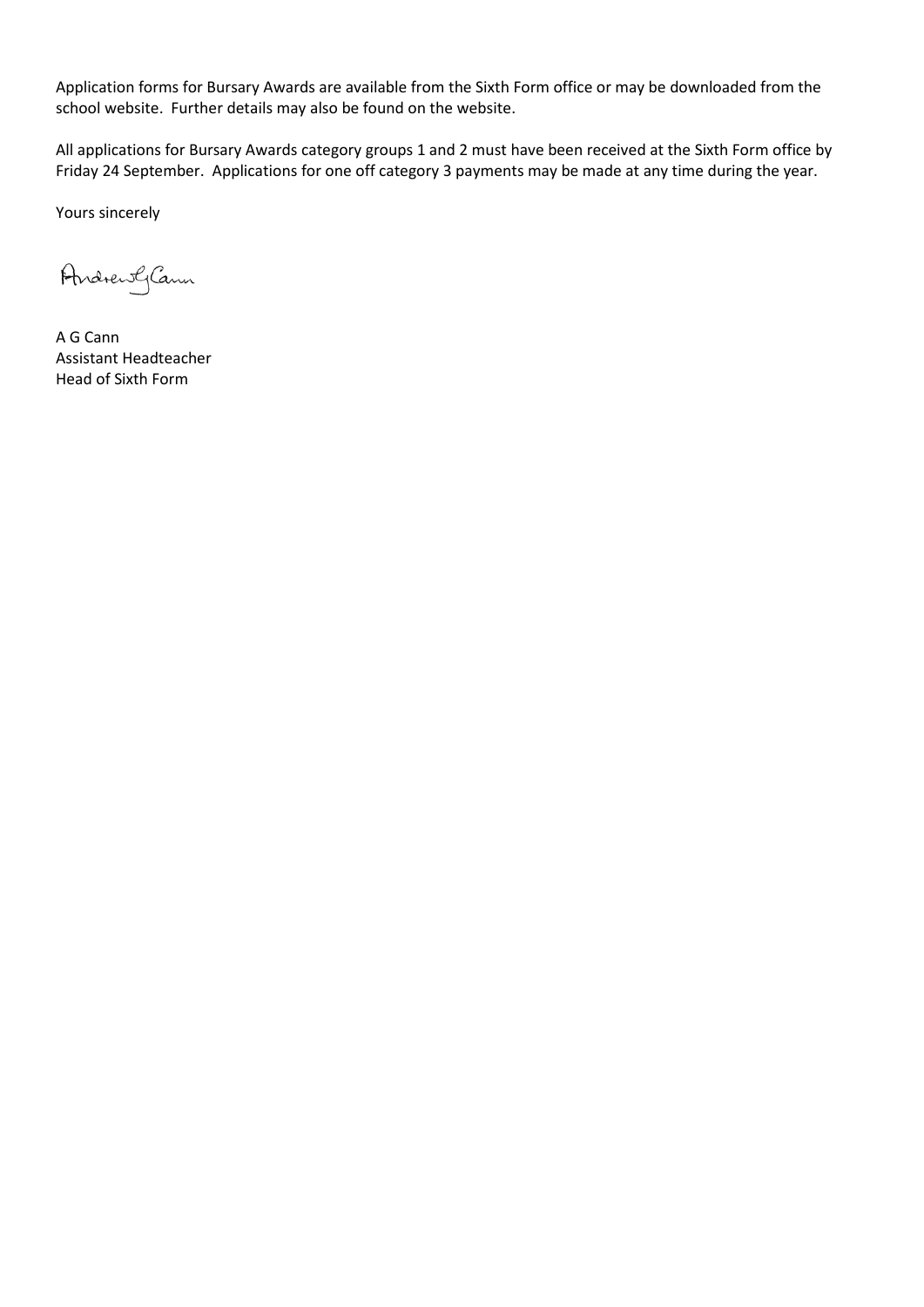Application forms for Bursary Awards are available from the Sixth Form office or may be downloaded from the school website. Further details may also be found on the website.

All applications for Bursary Awards category groups 1 and 2 must have been received at the Sixth Form office by Friday 24 September. Applications for one off category 3 payments may be made at any time during the year.

Yours sincerely

Andrew G Cann

A G Cann  
Assistant Headteacher  
Head of Sixth Form